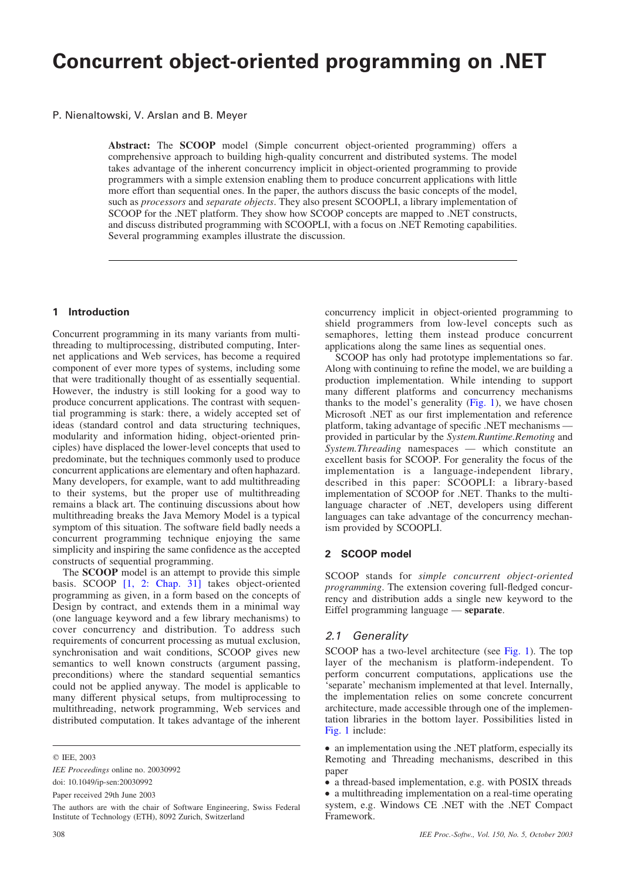# Concurrent object-oriented programming on .NET

P. Nienaltowski, V. Arslan and B. Meyer

**Abstract:** The **SCOOP** model (Simple concurrent object-oriented programming) offers a comprehensive approach to building high-quality concurrent and distributed systems. The model takes advantage of the inherent concurrency implicit in object-oriented programming to provide programmers with a simple extension enabling them to produce concurrent applications with little more effort than sequential ones. In the paper, the authors discuss the basic concepts of the model, such as *processors* and *separate objects*. They also present SCOOPLI, a library implementation of SCOOP for the .NET platform. They show how SCOOP concepts are mapped to .NET constructs, and discuss distributed programming with SCOOPLI, with a focus on .NET Remoting capabilities. Several programming examples illustrate the discussion.

## 1 Introduction

Concurrent programming in its many variants from multithreading to multiprocessing, distributed computing, Internet applications and Web services, has become a required component of ever more types of systems, including some that were traditionally thought of as essentially sequential. However, the industry is still looking for a good way to produce concurrent applications. The contrast with sequential programming is stark: there, a widely accepted set of ideas (standard control and data structuring techniques, modularity and information hiding, object-oriented principles) have displaced the lower-level concepts that used to predominate, but the techniques commonly used to produce concurrent applications are elementary and often haphazard. Many developers, for example, want to add multithreading to their systems, but the proper use of multithreading remains a black art. The continuing discussions about how multithreading breaks the Java Memory Model is a typical symptom of this situation. The software field badly needs a concurrent programming technique enjoying the same simplicity and inspiring the same confidence as the accepted constructs of sequential programming.

The **SCOOP** model is an attempt to provide this simple basis. SCOOP [1, 2: Chap. 31] takes object-oriented programming as given, in a form based on the concepts of Design by contract, and extends them in a minimal way (one language keyword and a few library mechanisms) to cover concurrency and distribution. To address such requirements of concurrent processing as mutual exclusion, synchronisation and wait conditions, SCOOP gives new semantics to well known constructs (argument passing, preconditions) where the standard sequential semantics could not be applied anyway. The model is applicable to many different physical setups, from multiprocessing to multithreading, network programming, Web services and distributed computation. It takes advantage of the inherent concurrency implicit in object-oriented programming to shield programmers from low-level concepts such as semaphores, letting them instead produce concurrent applications along the same lines as sequential ones.

SCOOP has only had prototype implementations so far. Along with continuing to refine the model, we are building a production implementation. While intending to support many different platforms and concurrency mechanisms thanks to the model's generality (Fig. 1), we have chosen Microsoft .NET as our first implementation and reference platform, taking advantage of specific .NET mechanisms — provided in particular by the *System.Runtime.Remoting* and *System.Threading* namespaces — which constitute an excellent basis for SCOOP. For generality the focus of the implementation is a language-independent library, described in this paper: SCOOPLI: a library-based implementation of SCOOP for .NET. Thanks to the multi-language character of .NET, developers using different languages can take advantage of the concurrency mechanism provided by SCOOPLI.

## 2 SCOOP model

SCOOP stands for *simple concurrent object-oriented programming*. The extension covering full-fledged concurrency and distribution adds a single new keyword to the Eiffel programming language — **separate**.

### 2.1 Generality

SCOOP has a two-level architecture (see Fig. 1). The top layer of the mechanism is platform-independent. To perform concurrent computations, applications use the 'separate' mechanism implemented at that level. Internally, the implementation relies on some concrete concurrent architecture, made accessible through one of the implementation libraries in the bottom layer. Possibilities listed in Fig. 1 include:

- an implementation using the .NET platform, especially its Remoting and Threading mechanisms, described in this paper
- a thread-based implementation, e.g. with POSIX threads
- a multithreading implementation on a real-time operating system, e.g. Windows CE .NET with the .NET Compact Framework.

© IEE, 2003

*IEE Proceedings* online no. 20030992

doi: 10.1049/ip-sen:20030992

Paper received 29th June 2003

The authors are with the chair of Software Engineering, Swiss Federal Institute of Technology (ETH), 8092 Zurich, Switzerland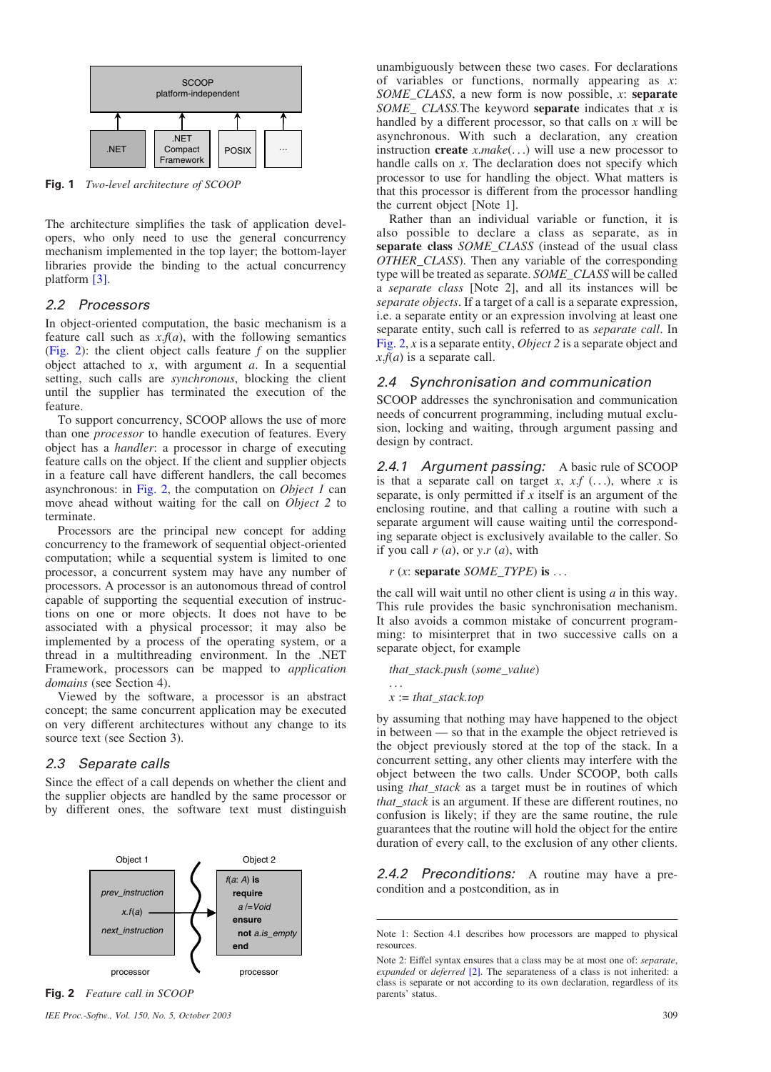SCOOP
platform-independent

.NET

.NET Compact Framework

POSIX

…

**Fig. 1** *Two-level architecture of SCOOP*

The architecture simplifies the task of application developers, who only need to use the general concurrency mechanism implemented in the top layer; the bottom-layer libraries provide the binding to the actual concurrency platform [3].

## 2.2 Processors

In object-oriented computation, the basic mechanism is a feature call such as *x.f*(*a*), with the following semantics (Fig. 2): the client object calls feature *f* on the supplier object attached to *x*, with argument *a*. In a sequential setting, such calls are *synchronous*, blocking the client until the supplier has terminated the execution of the feature.

To support concurrency, SCOOP allows the use of more than one *processor* to handle execution of features. Every object has a *handler*: a processor in charge of executing feature calls on the object. If the client and supplier objects in a feature call have different handlers, the call becomes asynchronous: in Fig. 2, the computation on *Object 1* can move ahead without waiting for the call on *Object 2* to terminate.

Processors are the principal new concept for adding concurrency to the framework of sequential object-oriented computation; while a sequential system is limited to one processor, a concurrent system may have any number of processors. A processor is an autonomous thread of control capable of supporting the sequential execution of instructions on one or more objects. It does not have to be associated with a physical processor; it may also be implemented by a process of the operating system, or a thread in a multithreading environment. In the .NET Framework, processors can be mapped to *application domains* (see Section 4).

Viewed by the software, a processor is an abstract concept; the same concurrent application may be executed on very different architectures without any change to its source text (see Section 3).

## 2.3 Separate calls

Since the effect of a call depends on whether the client and the supplier objects are handled by the same processor or by different ones, the software text must distinguish unambiguously between these two cases. For declarations of variables or functions, normally appearing as *x*: *SOME_CLASS*, a new form is now possible, *x*: **separate** *SOME_ CLASS*.The keyword **separate** indicates that *x* is handled by a different processor, so that calls on *x* will be asynchronous. With such a declaration, any creation instruction **create** *x.make*(…) will use a new processor to handle calls on *x*. The declaration does not specify which processor to use for handling the object. What matters is that this processor is different from the processor handling the current object [Note 1].

Rather than an individual variable or function, it is also possible to declare a class as separate, as in **separate class** *SOME_CLASS* (instead of the usual class *OTHER_CLASS*). Then any variable of the corresponding type will be treated as separate. *SOME_CLASS* will be called a *separate class* [Note 2], and all its instances will be *separate objects*. If a target of a call is a separate expression, i.e. a separate entity or an expression involving at least one separate entity, such call is referred to as *separate call*. In Fig. 2, *x* is a separate entity, *Object 2* is a separate object and *x.f*(*a*) is a separate call.

Object 1

*prev_instruction*

*x.f*(*a*)

*next_instruction*

processor

Object 2

*f*(*a*: *A*) **is**
**require**
*a* /=*Void*
**ensure**
**not** *a.is_empty*
**end**

processor

**Fig. 2** *Feature call in SCOOP*

## 2.4 Synchronisation and communication

SCOOP addresses the synchronisation and communication needs of concurrent programming, including mutual exclusion, locking and waiting, through argument passing and design by contract.

### 2.4.1 Argument passing:

A basic rule of SCOOP is that a separate call on target *x*, *x.f* (…), where *x* is separate, is only permitted if *x* itself is an argument of the enclosing routine, and that calling a routine with such a separate argument will cause waiting until the corresponding separate object is exclusively available to the caller. So if you call *r* (*a*), or *y.r* (*a*), with

*r* (*x*: **separate** *SOME_TYPE*) **is** …

the call will wait until no other client is using *a* in this way. This rule provides the basic synchronisation mechanism. It also avoids a common mistake of concurrent programming: to misinterpret that in two successive calls on a separate object, for example

*that_stack.push* (*some_value*)
…
*x* := *that_stack.top*

by assuming that nothing may have happened to the object in between — so that in the example the object retrieved is the object previously stored at the top of the stack. In a concurrent setting, any other clients may interfere with the object between the two calls. Under SCOOP, both calls using *that_stack* as a target must be in routines of which *that_stack* is an argument. If these are different routines, no confusion is likely; if they are the same routine, the rule guarantees that the routine will hold the object for the entire duration of every call, to the exclusion of any other clients.

### 2.4.2 Preconditions:

A routine may have a precondition and a postcondition, as in

Note 1: Section 4.1 describes how processors are mapped to physical resources.

Note 2: Eiffel syntax ensures that a class may be at most one of: *separate*, *expanded* or *deferred* [2]. The separateness of a class is not inherited: a class is separate or not according to its own declaration, regardless of its parents' status.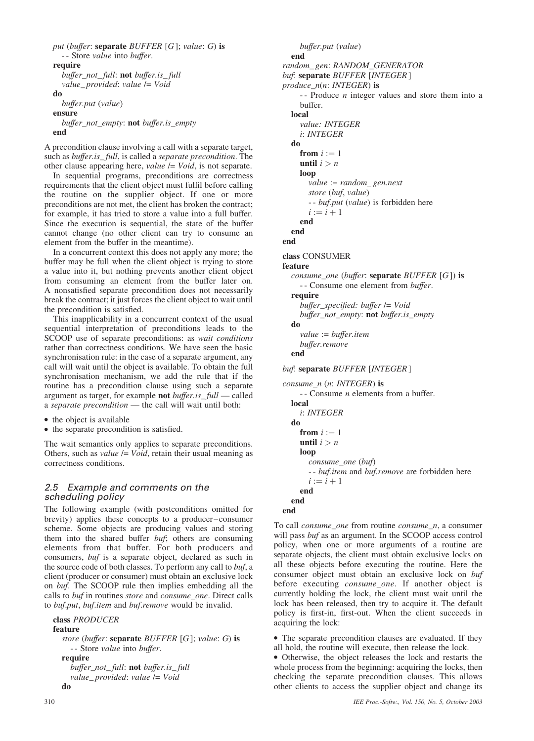```
put (buffer: separate BUFFER [G]; value: G) is
    -- Store value into buffer.
  require
    buffer_not_full: not buffer.is_full
    value_provided: value /= Void
  do
    buffer.put (value)
  ensure
    buffer_not_empty: not buffer.is_empty
  end
```

A precondition clause involving a call with a separate target, such as *buffer.is_full*, is called a *separate precondition*. The other clause appearing here, *value /= Void*, is not separate.

In sequential programs, preconditions are correctness requirements that the client object must fulfil before calling the routine on the supplier object. If one or more preconditions are not met, the client has broken the contract; for example, it has tried to store a value into a full buffer. Since the execution is sequential, the state of the buffer cannot change (no other client can try to consume an element from the buffer in the meantime).

In a concurrent context this does not apply any more; the buffer may be full when the client object is trying to store a value into it, but nothing prevents another client object from consuming an element from the buffer later on. A nonsatisfied separate precondition does not necessarily break the contract; it just forces the client object to wait until the precondition is satisfied.

This inapplicability in a concurrent context of the usual sequential interpretation of preconditions leads to the SCOOP use of separate preconditions: as *wait conditions* rather than correctness conditions. We have seen the basic synchronisation rule: in the case of a separate argument, any call will wait until the object is available. To obtain the full synchronisation mechanism, we add the rule that if the routine has a precondition clause using such a separate argument as target, for example **not** *buffer.is_full* — called a *separate precondition* — the call will wait until both:

- the object is available
- the separate precondition is satisfied.

The wait semantics only applies to separate preconditions. Others, such as *value /= Void*, retain their usual meaning as correctness conditions.

### 2.5 Example and comments on the scheduling policy

The following example (with postconditions omitted for brevity) applies these concepts to a producer–consumer scheme. Some objects are producing values and storing them into the shared buffer *buf*; others are consuming elements from that buffer. For both producers and consumers, *buf* is a separate object, declared as such in the source code of both classes. To perform any call to *buf*, a client (producer or consumer) must obtain an exclusive lock on *buf*. The SCOOP rule then implies embedding all the calls to *buf* in routines *store* and *consume_one*. Direct calls to *buf.put*, *buf.item* and *buf.remove* would be invalid.

```
class PRODUCER
feature
  store (buffer: separate BUFFER [G]; value: G) is
      -- Store value into buffer.
    require
      buffer_not_full: not buffer.is_full
      value_provided: value /= Void
    do
      buffer.put (value)
    end
  random_gen: RANDOM_GENERATOR
  buf: separate BUFFER [INTEGER]
  produce_n(n: INTEGER) is
      -- Produce n integer values and store them into a
      buffer.
    local
      value: INTEGER
      i: INTEGER
    do
      from i := 1
      until i > n
      loop
        value := random_gen.next
        store (buf, value)
        -- buf.put (value) is forbidden here
        i := i + 1
      end
    end
end

class CONSUMER
feature
  consume_one (buffer: separate BUFFER [G]) is
      -- Consume one element from buffer.
    require
      buffer_specified: buffer /= Void
      buffer_not_empty: not buffer.is_empty
    do
      value := buffer.item
      buffer.remove
    end

  buf: separate BUFFER [INTEGER]

  consume_n (n: INTEGER) is
      -- Consume n elements from a buffer.
    local
      i: INTEGER
    do
      from i := 1
      until i > n
      loop
        consume_one (buf)
        -- buf.item and buf.remove are forbidden here
        i := i + 1
      end
    end
end
```

To call *consume_one* from routine *consume_n*, a consumer will pass *buf* as an argument. In the SCOOP access control policy, when one or more arguments of a routine are separate objects, the client must obtain exclusive locks on all these objects before executing the routine. Here the consumer object must obtain an exclusive lock on *buf* before executing *consume_one*. If another object is currently holding the lock, the client must wait until the lock has been released, then try to acquire it. The default policy is first-in, first-out. When the client succeeds in acquiring the lock:

- The separate precondition clauses are evaluated. If they all hold, the routine will execute, then release the lock.
- Otherwise, the object releases the lock and restarts the whole process from the beginning: acquiring the locks, then checking the separate precondition clauses. This allows other clients to access the supplier object and change its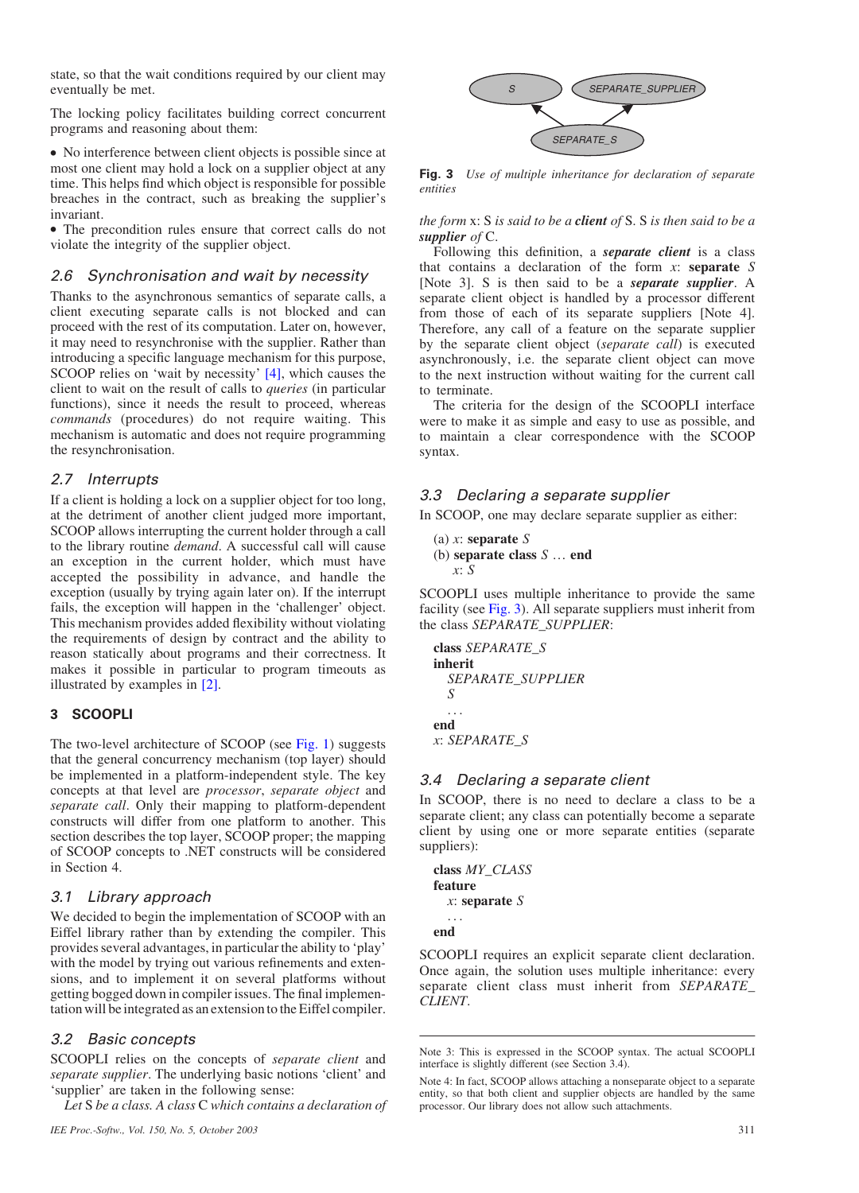state, so that the wait conditions required by our client may eventually be met.

The locking policy facilitates building correct concurrent programs and reasoning about them:

- No interference between client objects is possible since at most one client may hold a lock on a supplier object at any time. This helps find which object is responsible for possible breaches in the contract, such as breaking the supplier's invariant.
- The precondition rules ensure that correct calls do not violate the integrity of the supplier object.

### 2.6 Synchronisation and wait by necessity

Thanks to the asynchronous semantics of separate calls, a client executing separate calls is not blocked and can proceed with the rest of its computation. Later on, however, it may need to resynchronise with the supplier. Rather than introducing a specific language mechanism for this purpose, SCOOP relies on 'wait by necessity' [4], which causes the client to wait on the result of calls to *queries* (in particular functions), since it needs the result to proceed, whereas *commands* (procedures) do not require waiting. This mechanism is automatic and does not require programming the resynchronisation.

### 2.7 Interrupts

If a client is holding a lock on a supplier object for too long, at the detriment of another client judged more important, SCOOP allows interrupting the current holder through a call to the library routine *demand*. A successful call will cause an exception in the current holder, which must have accepted the possibility in advance, and handle the exception (usually by trying again later on). If the interrupt fails, the exception will happen in the 'challenger' object. This mechanism provides added flexibility without violating the requirements of design by contract and the ability to reason statically about programs and their correctness. It makes it possible in particular to program timeouts as illustrated by examples in [2].

## 3 SCOOPLI

The two-level architecture of SCOOP (see Fig. 1) suggests that the general concurrency mechanism (top layer) should be implemented in a platform-independent style. The key concepts at that level are *processor*, *separate object* and *separate call*. Only their mapping to platform-dependent constructs will differ from one platform to another. This section describes the top layer, SCOOP proper; the mapping of SCOOP concepts to .NET constructs will be considered in Section 4.

### 3.1 Library approach

We decided to begin the implementation of SCOOP with an Eiffel library rather than by extending the compiler. This provides several advantages, in particular the ability to 'play' with the model by trying out various refinements and extensions, and to implement it on several platforms without getting bogged down in compiler issues. The final implementation will be integrated as an extension to the Eiffel compiler.

### 3.2 Basic concepts

SCOOPLI relies on the concepts of *separate client* and *separate supplier*. The underlying basic notions 'client' and 'supplier' are taken in the following sense:

*Let* S *be a class. A class* C *which contains a declaration of the form* x: S *is said to be a **client** of* S. S *is then said to be a **supplier** of* C.

Following this definition, a ***separate client*** is a class that contains a declaration of the form *x*: **separate** *S* [Note 3]. S is then said to be a ***separate supplier***. A separate client object is handled by a processor different from those of each of its separate suppliers [Note 4]. Therefore, any call of a feature on the separate supplier by the separate client object (*separate call*) is executed asynchronously, i.e. the separate client object can move to the next instruction without waiting for the current call to terminate.

The criteria for the design of the SCOOPLI interface were to make it as simple and easy to use as possible, and to maintain a clear correspondence with the SCOOP syntax.

S

SEPARATE_SUPPLIER

SEPARATE_S

**Fig. 3** *Use of multiple inheritance for declaration of separate entities*

### 3.3 Declaring a separate supplier

In SCOOP, one may declare separate supplier as either:

(a) *x*: **separate** *S*
(b) **separate class** *S* … **end**
*x*: *S*

SCOOPLI uses multiple inheritance to provide the same facility (see Fig. 3). All separate suppliers must inherit from the class *SEPARATE_SUPPLIER*:

```
class SEPARATE_S
inherit
    SEPARATE_SUPPLIER
    S
    ...
end
x: SEPARATE_S
```

### 3.4 Declaring a separate client

In SCOOP, there is no need to declare a class to be a separate client; any class can potentially become a separate client by using one or more separate entities (separate suppliers):

```
class MY_CLASS
feature
    x: separate S
    ...
end
```

SCOOPLI requires an explicit separate client declaration. Once again, the solution uses multiple inheritance: every separate client class must inherit from *SEPARATE_CLIENT*.

Note 3: This is expressed in the SCOOP syntax. The actual SCOOPLI interface is slightly different (see Section 3.4).

Note 4: In fact, SCOOP allows attaching a nonseparate object to a separate entity, so that both client and supplier objects are handled by the same processor. Our library does not allow such attachments.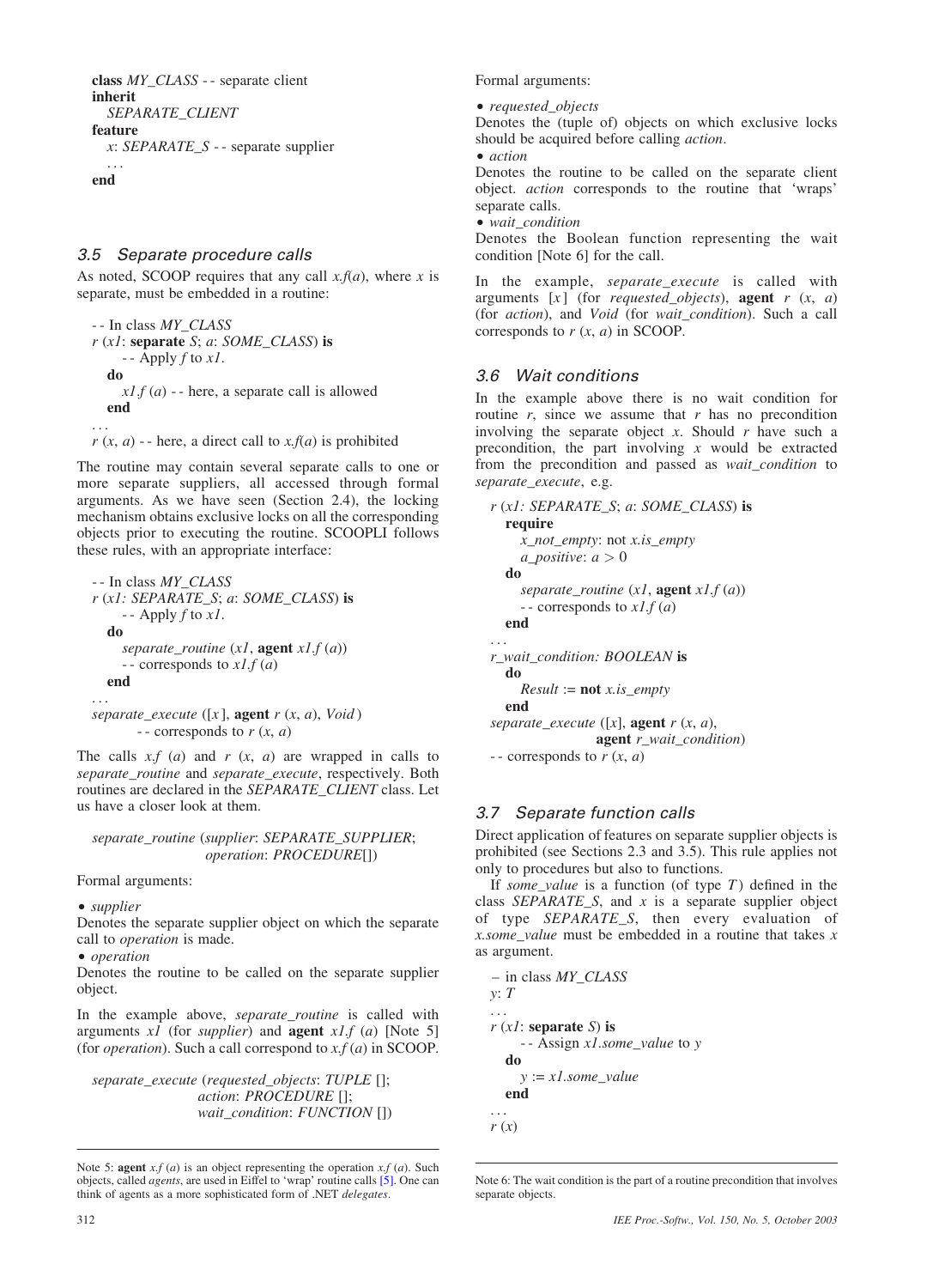```
class MY_CLASS -- separate client
inherit
    SEPARATE_CLIENT
feature
    x: SEPARATE_S -- separate supplier
    ...
end
```

### 3.5 Separate procedure calls

As noted, SCOOP requires that any call *x.f*(*a*), where *x* is separate, must be embedded in a routine:

```
-- In class MY_CLASS
r (x1: separate S; a: SOME_CLASS) is
        -- Apply f to x1.
    do
        x1.f (a) -- here, a separate call is allowed
    end
...
r (x, a) -- here, a direct call to x.f(a) is prohibited
```

The routine may contain several separate calls to one or more separate suppliers, all accessed through formal arguments. As we have seen (Section 2.4), the locking mechanism obtains exclusive locks on all the corresponding objects prior to executing the routine. SCOOPLI follows these rules, with an appropriate interface:

```
-- In class MY_CLASS
r (x1: SEPARATE_S; a: SOME_CLASS) is
        -- Apply f to x1.
    do
        separate_routine (x1, agent x1.f (a))
        -- corresponds to x1.f (a)
    end
...
separate_execute ([x], agent r (x, a), Void)
        -- corresponds to r (x, a)
```

The calls *x.f* (*a*) and *r* (*x*, *a*) are wrapped in calls to *separate_routine* and *separate_execute*, respectively. Both routines are declared in the *SEPARATE_CLIENT* class. Let us have a closer look at them.

```
separate_routine (supplier: SEPARATE_SUPPLIER;
                  operation: PROCEDURE[])
```

Formal arguments:

- *supplier*

Denotes the separate supplier object on which the separate call to *operation* is made.

- *operation*

Denotes the routine to be called on the separate supplier object.

In the example above, *separate_routine* is called with arguments *x1* (for *supplier*) and **agent** *x1.f* (*a*) [Note 5] (for *operation*). Such a call correspond to *x.f* (*a*) in SCOOP.

```
separate_execute (requested_objects: TUPLE [];
                  action: PROCEDURE [];
                  wait_condition: FUNCTION [])
```

Formal arguments:

- *requested_objects*

Denotes the (tuple of) objects on which exclusive locks should be acquired before calling *action*.

- *action*

Denotes the routine to be called on the separate client object. *action* corresponds to the routine that 'wraps' separate calls.

- *wait_condition*

Denotes the Boolean function representing the wait condition [Note 6] for the call.

In the example, *separate_execute* is called with arguments [*x*] (for *requested_objects*), **agent** *r* (*x*, *a*) (for *action*), and *Void* (for *wait_condition*). Such a call corresponds to *r* (*x*, *a*) in SCOOP.

### 3.6 Wait conditions

In the example above there is no wait condition for routine *r*, since we assume that *r* has no precondition involving the separate object *x*. Should *r* have such a precondition, the part involving *x* would be extracted from the precondition and passed as *wait_condition* to *separate_execute*, e.g.

```
r (x1: SEPARATE_S; a: SOME_CLASS) is
    require
        x_not_empty: not x.is_empty
        a_positive: a > 0
    do
        separate_routine (x1, agent x1.f (a))
        -- corresponds to x1.f (a)
    end
...
r_wait_condition: BOOLEAN is
    do
        Result := not x.is_empty
    end
separate_execute ([x], agent r (x, a),
                  agent r_wait_condition)
-- corresponds to r (x, a)
```

### 3.7 Separate function calls

Direct application of features on separate supplier objects is prohibited (see Sections 2.3 and 3.5). This rule applies not only to procedures but also to functions.

If *some_value* is a function (of type *T*) defined in the class *SEPARATE_S*, and *x* is a separate supplier object of type *SEPARATE_S*, then every evaluation of *x.some_value* must be embedded in a routine that takes *x* as argument.

```
– in class MY_CLASS
y: T
...
r (x1: separate S) is
        -- Assign x1.some_value to y
    do
        y := x1.some_value
    end
...
r (x)
```

Note 5: **agent** *x.f* (*a*) is an object representing the operation *x.f* (*a*). Such objects, called *agents*, are used in Eiffel to 'wrap' routine calls [5]. One can think of agents as a more sophisticated form of .NET *delegates*.

Note 6: The wait condition is the part of a routine precondition that involves separate objects.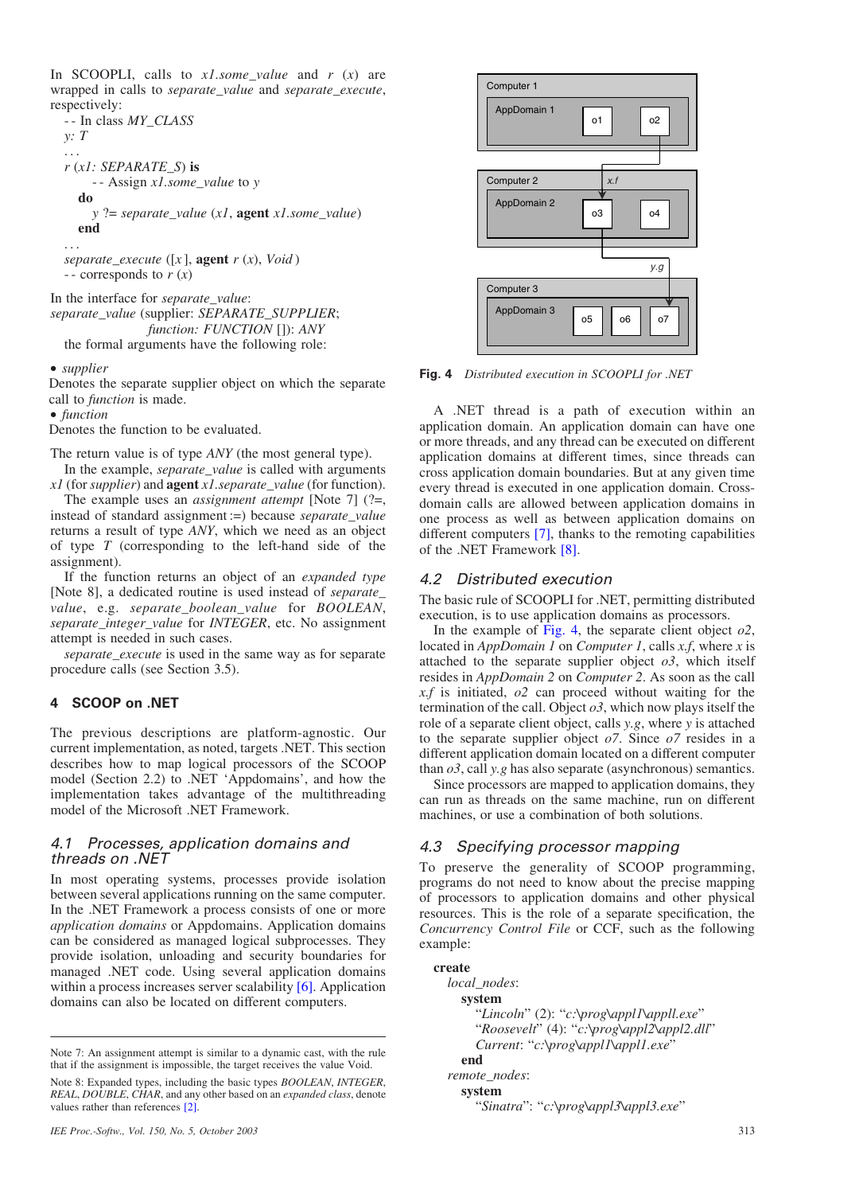In SCOOPLI, calls to *x1.some_value* and *r* (*x*) are wrapped in calls to *separate_value* and *separate_execute*, respectively:

```
-- In class MY_CLASS
y: T
...
r (x1: SEPARATE_S) is
    -- Assign x1.some_value to y
  do
    y ?= separate_value (x1, agent x1.some_value)
  end
...
separate_execute ([x], agent r (x), Void)
-- corresponds to r (x)
```

In the interface for *separate_value*:
*separate_value* (supplier: *SEPARATE_SUPPLIER*; *function: FUNCTION* []): *ANY*
the formal arguments have the following role:

- *supplier*
Denotes the separate supplier object on which the separate call to *function* is made.
- *function*
Denotes the function to be evaluated.

The return value is of type *ANY* (the most general type).

In the example, *separate_value* is called with arguments *x1* (for *supplier*) and **agent** *x1.separate_value* (for function).

The example uses an *assignment attempt* [Note 7] (?=, instead of standard assignment :=) because *separate_value* returns a result of type *ANY*, which we need as an object of type *T* (corresponding to the left-hand side of the assignment).

If the function returns an object of an *expanded type* [Note 8], a dedicated routine is used instead of *separate_value*, e.g. *separate_boolean_value* for *BOOLEAN*, *separate_integer_value* for *INTEGER*, etc. No assignment attempt is needed in such cases.

*separate_execute* is used in the same way as for separate procedure calls (see Section 3.5).

## 4 SCOOP on .NET

The previous descriptions are platform-agnostic. Our current implementation, as noted, targets .NET. This section describes how to map logical processors of the SCOOP model (Section 2.2) to .NET 'Appdomains', and how the implementation takes advantage of the multithreading model of the Microsoft .NET Framework.

### 4.1 Processes, application domains and threads on .NET

In most operating systems, processes provide isolation between several applications running on the same computer. In the .NET Framework a process consists of one or more *application domains* or Appdomains. Application domains can be considered as managed logical subprocesses. They provide isolation, unloading and security boundaries for managed .NET code. Using several application domains within a process increases server scalability [6]. Application domains can also be located on different computers.

Note 7: An assignment attempt is similar to a dynamic cast, with the rule that if the assignment is impossible, the target receives the value Void.

Note 8: Expanded types, including the basic types *BOOLEAN*, *INTEGER*, *REAL*, *DOUBLE*, *CHAR*, and any other based on an *expanded class*, denote values rather than references [2].

Computer 1
AppDomain 1
o1
o2
Computer 2
x.f
AppDomain 2
o3
o4
y.g
Computer 3
AppDomain 3
o5
o6
o7

**Fig. 4** *Distributed execution in SCOOPLI for .NET*

A .NET thread is a path of execution within an application domain. An application domain can have one or more threads, and any thread can be executed on different application domains at different times, since threads can cross application domain boundaries. But at any given time every thread is executed in one application domain. Cross-domain calls are allowed between application domains in one process as well as between application domains on different computers [7], thanks to the remoting capabilities of the .NET Framework [8].

### 4.2 Distributed execution

The basic rule of SCOOPLI for .NET, permitting distributed execution, is to use application domains as processors.

In the example of Fig. 4, the separate client object *o2*, located in *AppDomain 1* on *Computer 1*, calls *x.f*, where *x* is attached to the separate supplier object *o3*, which itself resides in *AppDomain 2* on *Computer 2*. As soon as the call *x.f* is initiated, *o2* can proceed without waiting for the termination of the call. Object *o3*, which now plays itself the role of a separate client object, calls *y.g*, where *y* is attached to the separate supplier object *o7*. Since *o7* resides in a different application domain located on a different computer than *o3*, call *y.g* has also separate (asynchronous) semantics.

Since processors are mapped to application domains, they can run as threads on the same machine, run on different machines, or use a combination of both solutions.

### 4.3 Specifying processor mapping

To preserve the generality of SCOOP programming, programs do not need to know about the precise mapping of processors to application domains and other physical resources. This is the role of a separate specification, the *Concurrency Control File* or CCF, such as the following example:

```
create
  local_nodes:
    system
      "Lincoln" (2): "c:\prog\appl1\appl.exe"
      "Roosevelt" (4): "c:\prog\appl2\appl2.dll"
      Current: "c:\prog\appl1\appl1.exe"
    end
  remote_nodes:
    system
      "Sinatra": "c:\prog\appl3\appl3.exe"
```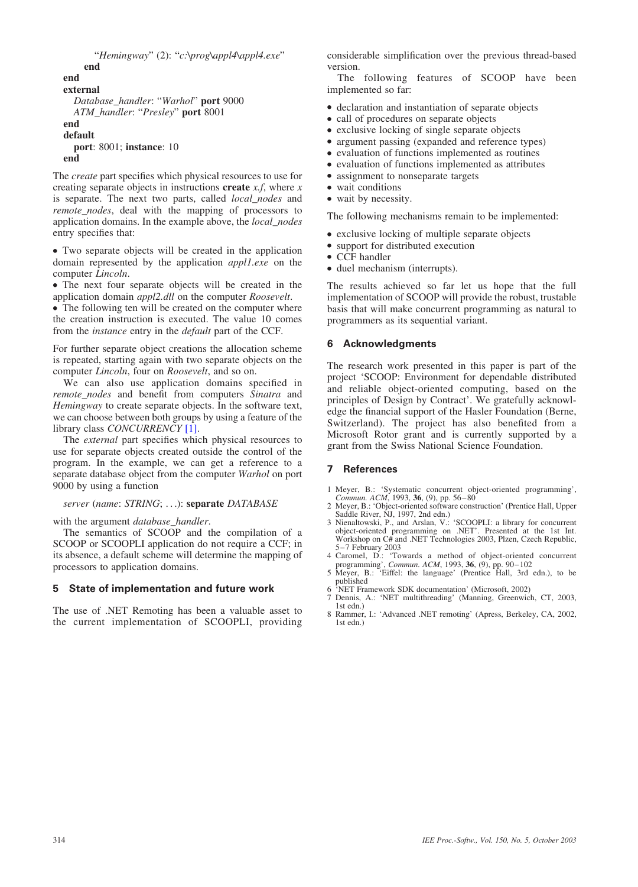```
        "Hemingway" (2): "c:\prog\appl4\appl4.exe"
      end
  end
  external
    Database_handler: "Warhol" port 9000
    ATM_handler: "Presley" port 8001
  end
  default
    port: 8001; instance: 10
  end
```

The *create* part specifies which physical resources to use for creating separate objects in instructions **create** *x.f*, where *x* is separate. The next two parts, called *local_nodes* and *remote_nodes*, deal with the mapping of processors to application domains. In the example above, the *local_nodes* entry specifies that:

- Two separate objects will be created in the application domain represented by the application *appl1.exe* on the computer *Lincoln*.
- The next four separate objects will be created in the application domain *appl2.dll* on the computer *Roosevelt*.
- The following ten will be created on the computer where the creation instruction is executed. The value 10 comes from the *instance* entry in the *default* part of the CCF.

For further separate object creations the allocation scheme is repeated, starting again with two separate objects on the computer *Lincoln*, four on *Roosevelt*, and so on.

We can also use application domains specified in *remote_nodes* and benefit from computers *Sinatra* and *Hemingway* to create separate objects. In the software text, we can choose between both groups by using a feature of the library class *CONCURRENCY* [1].

The *external* part specifies which physical resources to use for separate objects created outside the control of the program. In the example, we can get a reference to a separate database object from the computer *Warhol* on port 9000 by using a function

*server* (*name*: *STRING*; ...): **separate** *DATABASE*

with the argument *database_handler*.

The semantics of SCOOP and the compilation of a SCOOP or SCOOPLI application do not require a CCF; in its absence, a default scheme will determine the mapping of processors to application domains.

## 5 State of implementation and future work

The use of .NET Remoting has been a valuable asset to the current implementation of SCOOPLI, providing considerable simplification over the previous thread-based version.

The following features of SCOOP have been implemented so far:

- declaration and instantiation of separate objects
- call of procedures on separate objects
- exclusive locking of single separate objects
- argument passing (expanded and reference types)
- evaluation of functions implemented as routines
- evaluation of functions implemented as attributes
- assignment to nonseparate targets
- wait conditions
- wait by necessity.

The following mechanisms remain to be implemented:

- exclusive locking of multiple separate objects
- support for distributed execution
- CCF handler
- duel mechanism (interrupts).

The results achieved so far let us hope that the full implementation of SCOOP will provide the robust, trustable basis that will make concurrent programming as natural to programmers as its sequential variant.

## 6 Acknowledgments

The research work presented in this paper is part of the project 'SCOOP: Environment for dependable distributed and reliable object-oriented computing, based on the principles of Design by Contract'. We gratefully acknowledge the financial support of the Hasler Foundation (Berne, Switzerland). The project has also benefited from a Microsoft Rotor grant and is currently supported by a grant from the Swiss National Science Foundation.

## 7 References

1 Meyer, B.: 'Systematic concurrent object-oriented programming', *Commun. ACM*, 1993, **36**, (9), pp. 56–80
2 Meyer, B.: 'Object-oriented software construction' (Prentice Hall, Upper Saddle River, NJ, 1997, 2nd edn.)
3 Nienaltowski, P., and Arslan, V.: 'SCOOPLI: a library for concurrent object-oriented programming on .NET'. Presented at the 1st Int. Workshop on C# and .NET Technologies 2003, Plzen, Czech Republic, 5–7 February 2003
4 Caromel, D.: 'Towards a method of object-oriented concurrent programming', *Commun. ACM*, 1993, **36**, (9), pp. 90–102
5 Meyer, B.: 'Eiffel: the language' (Prentice Hall, 3rd edn.), to be published
6 'NET Framework SDK documentation' (Microsoft, 2002)
7 Dennis, A.: 'NET multithreading' (Manning, Greenwich, CT, 2003, 1st edn.)
8 Rammer, I.: 'Advanced .NET remoting' (Apress, Berkeley, CA, 2002, 1st edn.)